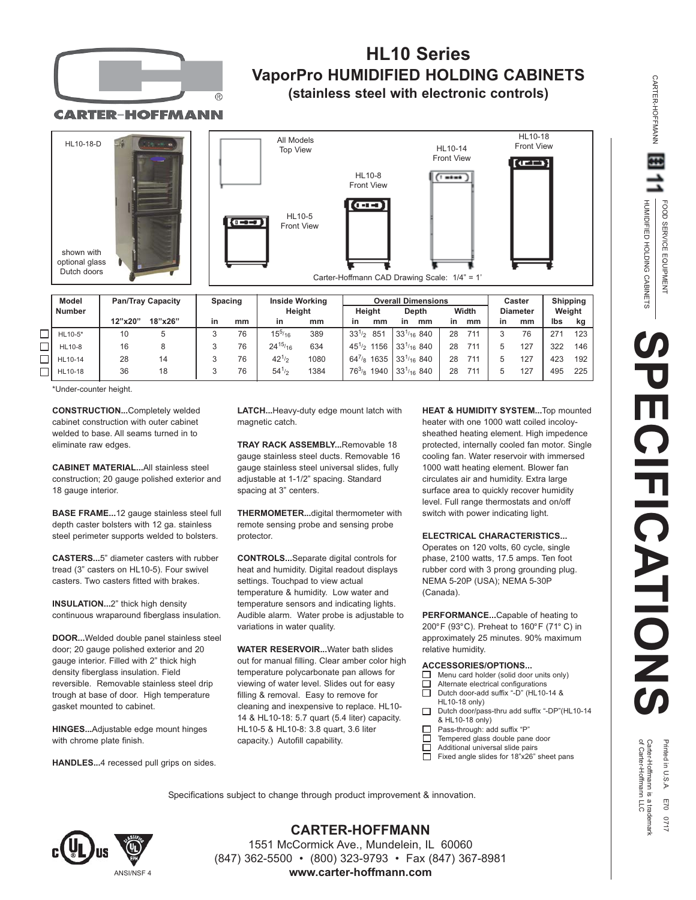# HL10 Series
## VaporPro HUMIDIFIED HOLDING CABINETS
### (stainless steel with electronic controls)

HL10-18-D

shown with optional glass Dutch doors

All Models Top View

HL10-5 Front View

HL10-8 Front View

HL10-14 Front View

HL10-18 Front View

Carter-Hoffmann CAD Drawing Scale: 1/4" = 1'

| Model Number | Pan/Tray Capacity | | Spacing | | Inside Working Height | | Overall Dimensions | | | | | | Caster Diameter | | Shipping Weight | |
|---|---|---|---|---|---|---|---|---|---|---|---|---|---|---|---|---|
| | | | | | | | Height | | Depth | | Width | | | | | |
| | 12"x20" | 18"x26" | in | mm | in | mm | in | mm | in | mm | in | mm | in | mm | lbs | kg |
| ☐ HL10-5* | 10 | 5 | 3 | 76 | $15^{5}/_{16}$ | 389 | $33^{1}/_{2}$ | 851 | $33^{1}/_{16}$ | 840 | 28 | 711 | 3 | 76 | 271 | 123 |
| ☐ HL10-8 | 16 | 8 | 3 | 76 | $24^{15}/_{16}$ | 634 | $45^{1}/_{2}$ | 1156 | $33^{1}/_{16}$ | 840 | 28 | 711 | 5 | 127 | 322 | 146 |
| ☐ HL10-14 | 28 | 14 | 3 | 76 | $42^{1}/_{2}$ | 1080 | $64^{7}/_{8}$ | 1635 | $33^{1}/_{16}$ | 840 | 28 | 711 | 5 | 127 | 423 | 192 |
| ☐ HL10-18 | 36 | 18 | 3 | 76 | $54^{1}/_{2}$ | 1384 | $76^{3}/_{8}$ | 1940 | $33^{1}/_{16}$ | 840 | 28 | 711 | 5 | 127 | 495 | 225 |

*Under-counter height.

**CONSTRUCTION...**Completely welded cabinet construction with outer cabinet welded to base. All seams turned in to eliminate raw edges.

**CABINET MATERIAL...**All stainless steel construction; 20 gauge polished exterior and 18 gauge interior.

**BASE FRAME...**12 gauge stainless steel full depth caster bolsters with 12 ga. stainless steel perimeter supports welded to bolsters.

**CASTERS...**5" diameter casters with rubber tread (3" casters on HL10-5). Four swivel casters. Two casters fitted with brakes.

**INSULATION...**2" thick high density continuous wraparound fiberglass insulation.

**DOOR...**Welded double panel stainless steel door; 20 gauge polished exterior and 20 gauge interior. Filled with 2" thick high density fiberglass insulation. Field reversible. Removable stainless steel drip trough at base of door. High temperature gasket mounted to cabinet.

**HINGES...**Adjustable edge mount hinges with chrome plate finish.

**HANDLES...**4 recessed pull grips on sides.

**LATCH...**Heavy-duty edge mount latch with magnetic catch.

**TRAY RACK ASSEMBLY...**Removable 18 gauge stainless steel ducts. Removable 16 gauge stainless steel universal slides, fully adjustable at 1-1/2" spacing. Standard spacing at 3" centers.

**THERMOMETER...**digital thermometer with remote sensing probe and sensing probe protector.

**CONTROLS...**Separate digital controls for heat and humidity. Digital readout displays settings. Touchpad to view actual temperature & humidity. Low water and temperature sensors and indicating lights. Audible alarm. Water probe is adjustable to variations in water quality.

**WATER RESERVOIR...**Water bath slides out for manual filling. Clear amber color high temperature polycarbonate pan allows for viewing of water level. Slides out for easy filling & removal. Easy to remove for cleaning and inexpensive to replace. HL10-14 & HL10-18: 5.7 quart (5.4 liter) capacity. HL10-5 & HL10-8: 3.8 quart, 3.6 liter capacity.) Autofill capability.

**HEAT & HUMIDITY SYSTEM...**Top mounted heater with one 1000 watt coiled incoloy-sheathed heating element. High impedence protected, internally cooled fan motor. Single cooling fan. Water reservoir with immersed 1000 watt heating element. Blower fan circulates air and humidity. Extra large surface area to quickly recover humidity level. Full range thermostats and on/off switch with power indicating light.

**ELECTRICAL CHARACTERISTICS...**
Operates on 120 volts, 60 cycle, single phase, 2100 watts, 17.5 amps. Ten foot rubber cord with 3 prong grounding plug. NEMA 5-20P (USA); NEMA 5-30P (Canada).

**PERFORMANCE...**Capable of heating to 200°F (93°C). Preheat to 160°F (71° C) in approximately 25 minutes. 90% maximum relative humidity.

**ACCESSORIES/OPTIONS...**
- ☐ Menu card holder (solid door units only)
- ☐ Alternate electrical configurations
- ☐ Dutch door-add suffix "-D" (HL10-14 & HL10-18 only)
- ☐ Dutch door/pass-thru add suffix "-DP"(HL10-14 & HL10-18 only)
- ☐ Pass-through: add suffix "P"
- ☐ Tempered glass double pane door
- ☐ Additional universal slide pairs
- ☐ Fixed angle slides for 18"x26" sheet pans

Specifications subject to change through product improvement & innovation.

ANSI/NSF 4

**CARTER-HOFFMANN**
1551 McCormick Ave., Mundelein, IL 60060
(847) 362-5500 • (800) 323-9793 • Fax (847) 367-8981
**www.carter-hoffmann.com**

CARTER-HOFFMANN 11 FOOD SERVICE EQUIPMENT HUMIDIFIED HOLDING CABINETS

# SPECIFICATIONS

Printed in U.S.A. E70 0717
Carter-Hoffmann is a trademark of Carter-Hoffmann LLC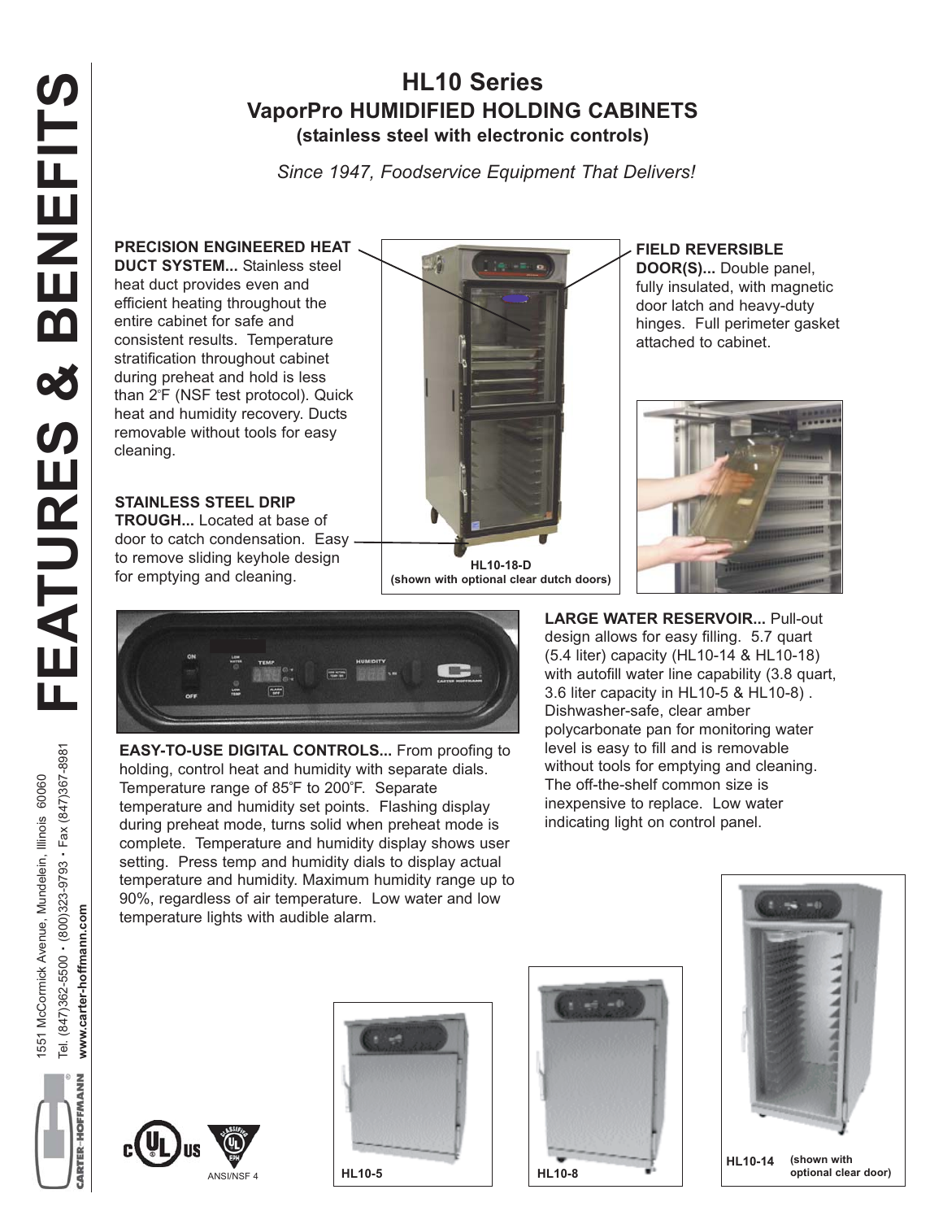# HL10 Series

## VaporPro HUMIDIFIED HOLDING CABINETS

### (stainless steel with electronic controls)

*Since 1947, Foodservice Equipment That Delivers!*

# FEATURES & BENEFITS

**PRECISION ENGINEERED HEAT DUCT SYSTEM...** Stainless steel heat duct provides even and efficient heating throughout the entire cabinet for safe and consistent results. Temperature stratification throughout cabinet during preheat and hold is less than 2˚F (NSF test protocol). Quick heat and humidity recovery. Ducts removable without tools for easy cleaning.

**STAINLESS STEEL DRIP TROUGH...** Located at base of door to catch condensation. Easy to remove sliding keyhole design for emptying and cleaning.

**HL10-18-D**
**(shown with optional clear dutch doors)**

**FIELD REVERSIBLE DOOR(S)...** Double panel, fully insulated, with magnetic door latch and heavy-duty hinges. Full perimeter gasket attached to cabinet.

**EASY-TO-USE DIGITAL CONTROLS...** From proofing to holding, control heat and humidity with separate dials. Temperature range of 85˚F to 200˚F. Separate temperature and humidity set points. Flashing display during preheat mode, turns solid when preheat mode is complete. Temperature and humidity display shows user setting. Press temp and humidity dials to display actual temperature and humidity. Maximum humidity range up to 90%, regardless of air temperature. Low water and low temperature lights with audible alarm.

**LARGE WATER RESERVOIR...** Pull-out design allows for easy filling. 5.7 quart (5.4 liter) capacity (HL10-14 & HL10-18) with autofill water line capability (3.8 quart, 3.6 liter capacity in HL10-5 & HL10-8) . Dishwasher-safe, clear amber polycarbonate pan for monitoring water level is easy to fill and is removable without tools for emptying and cleaning. The off-the-shelf common size is inexpensive to replace. Low water indicating light on control panel.

ANSI/NSF 4

**HL10-5**

**HL10-8**

**HL10-14** **(shown with optional clear door)**

1551 McCormick Avenue, Mundelein, Illinois 60060
Tel. (847)362-5500 • (800)323-9793 • Fax (847)367-8981
**www.carter-hoffmann.com**